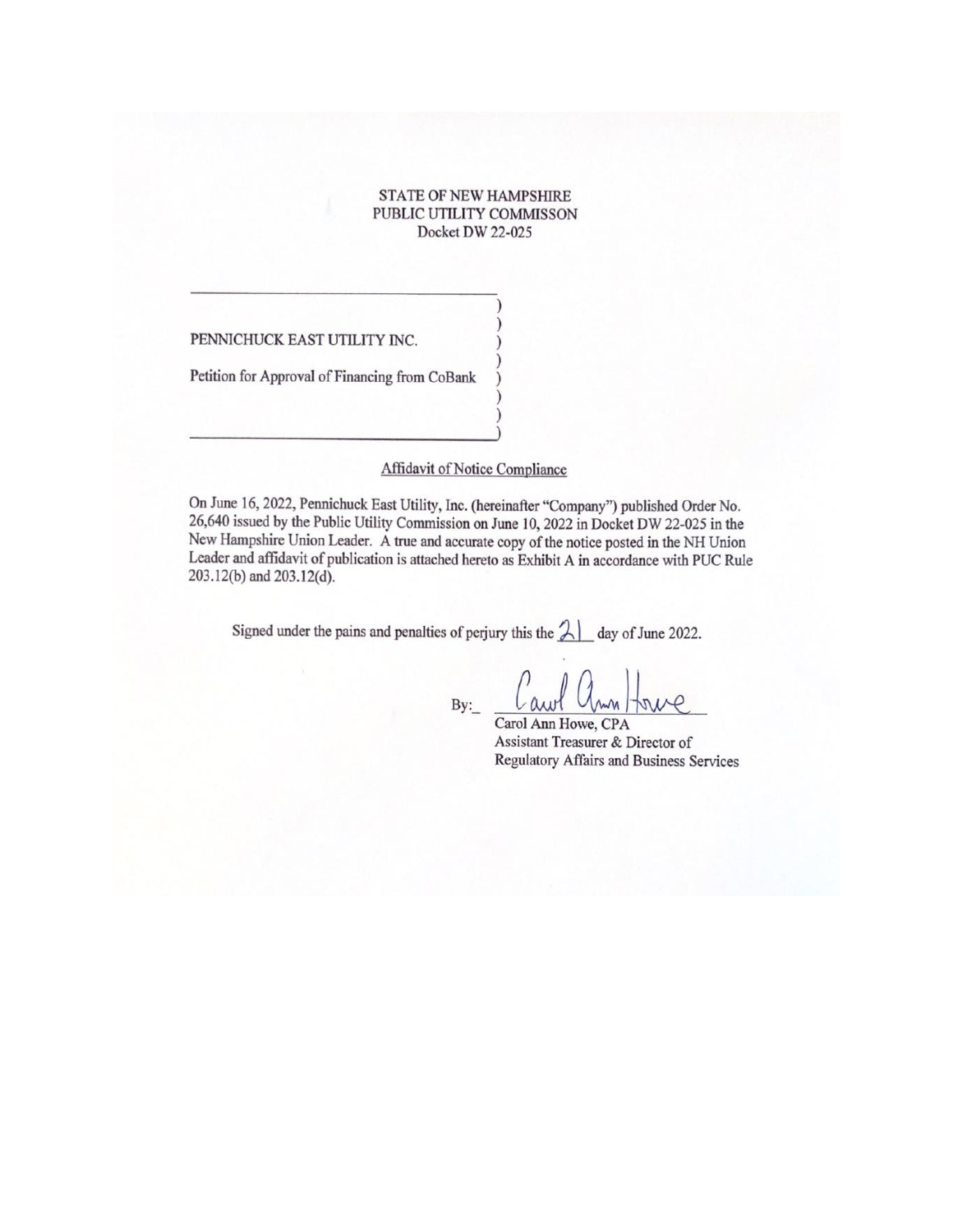STATE OF NEW HAMPSHIRE
PUBLIC UTILITY COMMISSON
Docket DW 22-025

PENNICHUCK EAST UTILITY INC.

Petition for Approval of Financing from CoBank

## Affidavit of Notice Compliance

On June 16, 2022, Pennichuck East Utility, Inc. (hereinafter "Company") published Order No. 26,640 issued by the Public Utility Commission on June 10, 2022 in Docket DW 22-025 in the New Hampshire Union Leader. A true and accurate copy of the notice posted in the NH Union Leader and affidavit of publication is attached hereto as Exhibit A in accordance with PUC Rule 203.12(b) and 203.12(d).

Signed under the pains and penalties of perjury this the 21 day of June 2022.

By: Carol Ann Howe

Carol Ann Howe, CPA
Assistant Treasurer & Director of
Regulatory Affairs and Business Services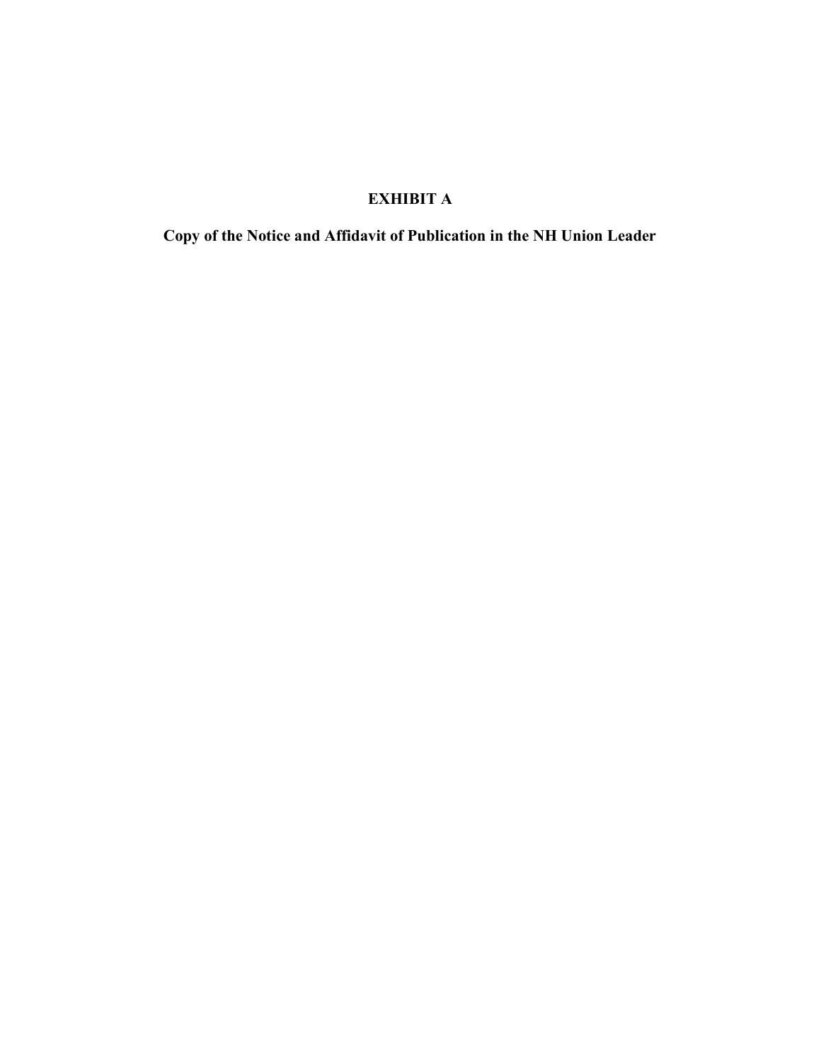# EXHIBIT A

## Copy of the Notice and Affidavit of Publication in the NH Union Leader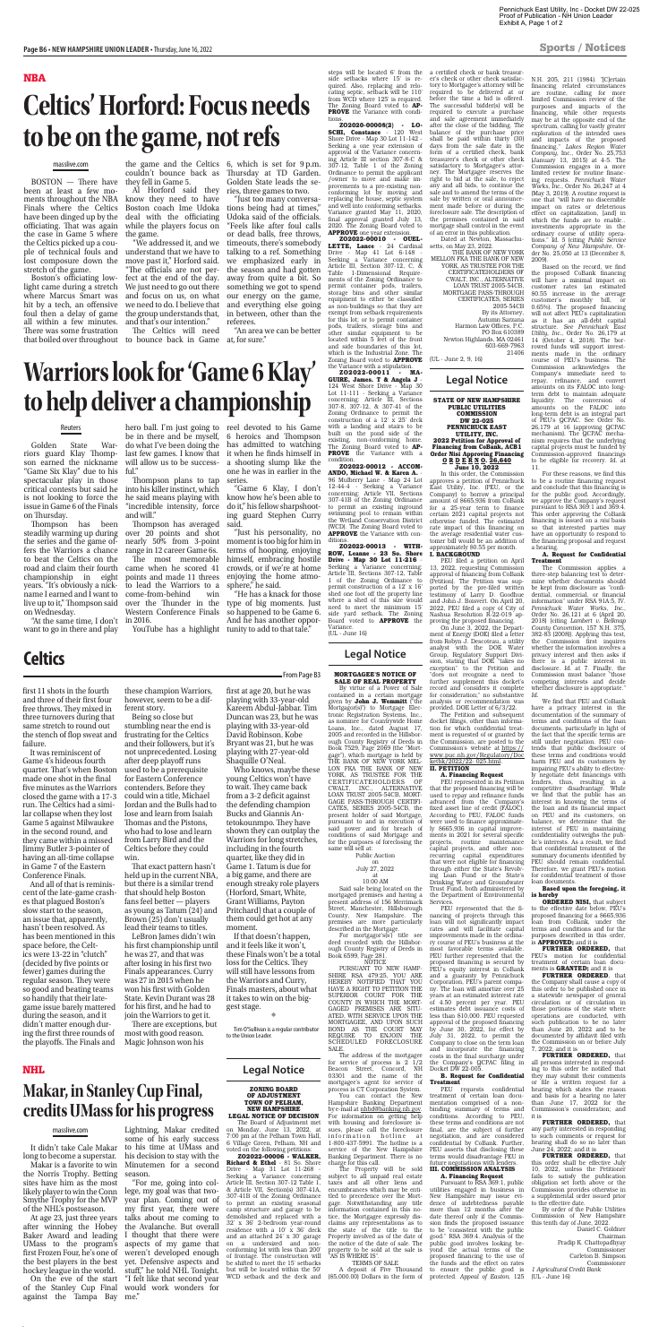Pennichuck East Utility, Inc - Docket DW 22-025
Proof of Publication - NH Union Leader
Exhibit A, Page 1 of 2

## NBA

# Celtics' Horford: Focus needs to be on the game, not refs

masslive.com

BOSTON — There have been at least a few moments throughout the NBA Finals where the Celtics have been dinged up by the officiating. That was again the case in Game 5 where the Celtics picked up a couple of technical fouls and lost composure down the stretch of the game.

Boston's officiating low-light came during a stretch where Marcus Smart was hit by a tech, an offensive foul then a delay of game all within a few minutes. There was some frustration that boiled over throughout the game and the Celtics couldn't bounce back as they fell in Game 5.

Al Horford said they know they need to have Boston coach Ime Udoka deal with the officiating while the players focus on the game.

"We addressed it, and we understand that we have to move past it," Horford said. "The officials are not perfect at the end of the day. We just need to go out there and focus on us, on what we need to do. I believe that the group understands that, and that's our intention."

The Celtics will need to bounce back in Game 6, which is set for 9 p.m. Thursday at TD Garden. Golden State leads the series, three games to two.

"Just too many conversations being had at times," Udoka said of the officials. "Feels like after foul calls or dead balls, free throws, timeouts, there's somebody talking to a ref. Something we emphasized early in the season and had gotten away from quite a bit. So something we go to spend our energy on the game, and everything else going in between, other than the referees.

"An area we can be better at, for sure."

# Warriors look for 'Game 6 Klay' to help deliver a championship

Reuters

Golden State Warriors guard Klay Thompson earned the nickname "Game Six Klay" due to his spectacular play in those critical contests but said he is not looking to force the issue in Game 6 of the Finals on Thursday.

Thompson has been steadily warming up during the series and the game offers the Warriors a chance to beat the Celtics on the road and claim their fourth championship in eight years. "It's obviously a nickname I earned and I want to live up to it," Thompson said on Wednesday.

"At the same time, I don't want to go in there and play hero ball. I'm just going to be in there and be myself, do what I've been doing the last few games. I know that will allow us to be successful."

Thompson plans to tap into his killer instinct, which he said means playing with "incredible intensity, force and will."

Thompson has averaged over 20 points and shot nearly 50% from 3-point range in 12 career Game 6s.

The most memorable came when he scored 41 points and made 11 threes to lead the Warriors to a come-from-behind win over the Thunder in the Western Conference Finals in 2016.

YouTube has a highlight reel devoted to his Game 6 heroics and Thompson has admitted to watching it when he finds himself in a shooting slump like the one he was in earlier in the series.

"Game 6 Klay, I don't know how he's been able to do it," his fellow sharpshooting guard Stephen Curry said.

"Just his personality, no moment is too big for him in terms of hooping, enjoying himself, embracing hostile crowds, or if we're at home enjoying the home atmosphere," he said.

"He has a knack for those type of big moments. Just as happened to be Game 6. And he has another opportunity to add to that tale."

## Celtics

From Page B3

first 11 shots in the fourth and three of their first four free throws. They mixed in three turnovers during that same stretch to round out the stench of flop sweat and failure.

It was reminiscent of Game 4's hideous fourth quarter. That's when Boston made one shot in the final five minutes as the Warriors closed the game with a 17-3 run. The Celtics had a similar collapse when they lost Game 5 against Milwaukee in the second round, and they came within a missed Jimmy Butler 3-pointer of having an all-time collapse in Game 7 of the Eastern Conference Finals.

And all of that is reminiscent of the late-game crashes that plagued Boston's slow start to the season, an issue that, apparently, hasn't been resolved. As has been mentioned in this space before, the Celtics were 13-22 in "clutch" (decided by five points or fewer) games during the regular season. They were so good and beating teams so handily that their late-game issue barely mattered during the season, and it didn't matter enough during the first three rounds of the playoffs. The finals and these champion Warriors, however, seem to be a different story.

Being so close but stumbling near the end is frustrating for the Celtics and their followers, but it's not unprecedented. Losing after deep playoff runs used to be a prerequisite for Eastern Conference contenders. Before they could win a title, Michael Jordan and the Bulls had to lose and learn from Isaiah Thomas and the Pistons, who had to lose and learn from Larry Bird and the Celtics before they could win.

That exact pattern hasn't held up in the current NBA, but there is a similar trend that should help Boston fans feel better — players as young as Tatum (24) and Brown (25) don't usually lead their teams to titles.

LeBron James didn't win his first championship until he was 27, and that was after losing in his first two Finals appearances. Curry was 27 in 2015 when he won his first with Golden State. Kevin Durant was 28 for his first, and he had to join the Warriors to get it.

There are exceptions, but most with good reason. Magic Johnson won his first at age 20, but he was playing with 33-year-old Kareem Abdul-Jabbar. Tim Duncan was 23, but he was playing with 33-year-old David Robinson. Kobe Bryant was 21, but he was playing with 27-year-old Shaquille O'Neal.

Who knows, maybe these young Celtics won't have to wait. They came back from a 3-2 deficit against the defending champion Bucks and Giannis Antetokounmpo. They have shown they can outplay the Warriors for long stretches, including in the fourth quarter, like they did in Game 1. Tatum is due for a big game, and there are enough streaky role players (Horford, Smart, White, Grant Williams, Payton Pritchard) that a couple of them could get hot at any moment.

If that doesn't happen, and it feels like it won't, these Finals won't be a total loss for the Celtics. They will still have lessons from the Warriors and Curry, Finals masters, about what it takes to win on the biggest stage.

Tim O'Sullivan is a regular contributor to the Union Leader.

## NHL

# Makar, in Stanley Cup Final, credits UMass for his progress

masslive.com

It didn't take Cale Makar long to become a superstar.

Makar is a favorite to win the Norris Trophy. Betting sites have him as the most likely player to win the Conn Smythe Trophy for the MVP of the NHL's postseason.

At age 23, just three years after winning the Hobey Baker Award and leading UMass to the program's first Frozen Four, he's one of the best players in the best hockey league in the world.

On the eve of the start of the Stanley Cup Final against the Tampa Bay Lightning, Makar credited some of his early success to his time at UMass and his decision to stay with the Minutemen for a second season.

"For me, going into college, my goal was that two-year plan. Coming out of my first year, there were talks about me coming to the Avalanche. But overall I thought that there were aspects of my game that weren't developed enough yet. Defensive aspects and stuff," he told NHL Tonight. "I felt like that second year would work wonders for me."

## Legal Notice

**ZONING BOARD OF ADJUSTMENT TOWN OF PELHAM, NEW HAMPSHIRE LEGAL NOTICE OF DECISION**

The Board of Adjustment met on Monday, June 13, 2022, at 7:00 pm at the Pelham Town Hall, 6 Village Green, Pelham, NH and voted on the following petitions:

**ZO2022-00006 - WALKER, Richard & Ethel** - 81 So. Shore Drive - Map 31 Lot 11-268 - Seeking a Variance concerning Article III, Section 307-12 Table I, & Article VII, Section(s) 307-41A, 307-41B of the Zoning Ordinance to permit an existing seasonal camp structure and garage to be demolished and replaced with a 32' x 36' 2-bedroom year-round residence with a 10' x 36' deck and an attached 24' x 30' garage on a undersized and nonconforming lot with less than 200' of frontage. The construction will be shifted to meet the 15' setbacks but will be located within the 50' WCD setback and the deck and steps will be located 6' from the side setbacks where 15' is required. Also, replacing and relocating septic, setback will be 110' from WCD where 125' is required. The Zoning Board voted to **APPROVE** the Variance with conditions.

**ZO2020-00008(2) - LOSCHI, Constance** - 120 West Shore Drive - Map 30 Lot 11-142 - Seeking a one year extension of approval of the Variance concerning Article III, section 307-8-C & 307-12, Table 1 of the Zoning Ordinance to permit the applicant /owner to move and make improvements to a pre-existing nonconforming lot by moving and replacing the house, septic system and well into conforming setbacks. Variance granted May 11, 2020, final approval granted July 13, 2020. The Zoning Board voted to **APPROVE** one year extension.

**ZO2022-00010 - OUELLETTE, Lance** - 24 Cardinal Drive - Map 41 Lot 6-148 - Seeking a Variance concerning Article III, Section 307-12, C, & Table 1-Dimensional Requirements of the Zoning Ordinance to permit container pods, trailers, storage bins and other similar equipment to either be classified as non-buildings so that they are exempt from setback requirements for this lot, or to permit container pods, trailers, storage bins and other similar equipment to be located within 5 feet of the front and side boundaries of this lot, which is the Industrial Zone. The Zoning Board voted to **APPROVE** the Variance with a stipulation.

**ZO2022-00011 - MAGUIRE, James, T & Angela J** - 124 West Shore Drive - Map 30 Lot 11-111 - Seeking a Variance concerning Article III, Sections 307-8, 307-12, & 307-41 of the Zoning Ordinance to permit the construction of a 12' x 25' deck with a landing and stairs to be built on the pond side of the existing, non-conforming home. The Zoning Board voted to **APPROVE** The Variance with a condition.

**ZO2022-00012 - ACCOMANDO, Michael W. & Karen A.** - 96 Mulberry Lane - Map 24 Lot 12-44-4 - Seeking a Variance concerning Article VII, Sections 307-41B of the Zoning Ordinance to permit an existing inground swimming pool to remain within the Wetland Conservation District (WCD). The Zoning Board voted to **APPROVE** the Variance with conditions.

**ZO2022-00013 - WITHROW, Leanne - 23 So. Shore Drive - Map 30 Lot 11-216** - Seeking a Variance concerning: Article III, Sections 307-12, Table 1-1 of the Zoning Ordinance to permit construction of a 12' x 18' shed one foot off the property line where a shed of this size would need to meet the minimum 15' side yard setback. The Zoning Board voted to **APPROVE** the Variance.

(UL - June 16)

## Legal Notice

**MORTGAGEE'S NOTICE OF SALE OF REAL PROPERTY**

By virtue of a Power of Sale contained in a certain mortgage given by **John J. Wemmitt** ("the Mortgagor(s)") to Mortgage Electronic Registration Systems, Inc., as nominee for Countrywide Home Loans, Inc., dated August 17, 2005 and recorded in the Hillsborough County Registry of Deeds in Book 7529, Page 2069 (the "Mortgage"), which mortgage is held by THE BANK OF NEW YORK MELLON FKA THE BANK OF NEW YORK, AS TRUSTEE FOR THE CERTIFICATEHOLDERS OF CWALT, INC., ALTERNATIVE LOAN TRUST 2005-54CB, MORTGAGE PASS-THROUGH CERTIFICATES, SERIES 2005-54CB, the present holder of said Mortgage, pursuant to and in execution of said power and for breach of conditions of said Mortgage and for the purposes of foreclosing the same will sell at:

Public Auction
on
July 27, 2022
at
10:00 AM

Said sale being located on the mortgaged premises and having a present address of 136 Merrimack Street, Manchester, Hillsborough County, New Hampshire. The premises are more particularly described in the Mortgage.

For mortgagor(s') title see deed recorded with the Hillsborough County Registry of Deeds in Book 6599, Page 281.

NOTICE

PURSUANT TO NEW HAMPSHIRE RSA 479:25, YOU ARE HEREBY NOTIFIED THAT YOU HAVE A RIGHT TO PETITION THE SUPERIOR COURT FOR THE COUNTY IN WHICH THE MORTGAGED PREMISES ARE SITUATED, WITH SERVICE UPON THE MORTGAGEE, AND UPON SUCH BOND AS THE COURT MAY REQUIRE TO ENJOIN THE SCHEDULED FORECLOSURE SALE.

The address of the mortgagee for service of process is 2 1/2 Beacon Street, Concord, NH 03301 and the name of the mortgagee's agent for service of process is CT Corporation System.

You can contact the New Hampshire Banking Department by e-mail at nhbd@banking.nh.gov. For information on getting help with housing and foreclosure issues, please call the foreclosure information hotline at 1-800-437-5991. The hotline is a service of the New Hampshire Banking Department. There is no charge for this call.

The Property will be sold subject to all unpaid real estate taxes and all other liens and encumbrances which may be entitled to precedence over the Mortgage. Notwithstanding any title information contained in this notice, the Mortgagee expressly disclaims any representations as to the state of the title to the Property involved as of the date of the notice of the date of sale. The property to be sold at the sale is "AS IS WHERE IS".

TERMS OF SALE

A deposit of Five Thousand ($5,000.00) Dollars in the form of a certified check or bank treasurer's check or other check satisfactory to Mortgagee's attorney will be required to be delivered at or before the time a bid is offered. The successful bidder(s) will be required to execute a purchase and sale agreement immediately after the close of the bidding. The balance of the purchase price shall be paid within thirty (30) days from the sale date in the form of a certified check, bank treasurer's check or other check satisfactory to Mortgagee's attorney. The Mortgagee reserves the right to bid at the sale, to reject any and all bids, to continue the sale and to amend the terms of the sale by written or oral announcement made before or during the foreclosure sale. The description of the premises contained in said mortgage shall control in the event of an error in this publication.

Dated at Newton, Massachusetts, on May 23, 2022.

THE BANK OF NEW YORK MELLON FKA THE BANK OF NEW YORK, AS TRUSTEE FOR THE CERTIFICATEHOLDERS OF CWALT, INC., ALTERNATIVE LOAN TRUST 2005-54CB, MORTGAGE PASS-THROUGH CERTIFICATES, SERIES 2005-54CB
By its Attorney,
Autumn Santana
Harmon Law Offices, P.C.
PO Box 610389
Newton Highlands, MA 02461
603-669-7963
21406

(UL - June 2, 9, 16)

## Legal Notice

**STATE OF NEW HAMPSHIRE PUBLIC UTILITIES COMMISSION DW 22-025 PENNICHUCK EAST UTILITY, INC. 2022 Petition for Approval of Financing from CoBank, ACB Order Nisi Approving Financing O R D E R N O. 26,640 June 10, 2022**

In this order, the Commission approves a petition of Pennichuck East Utility, Inc. (PEU or the Company) to borrow a principal amount of $665,936 from CoBank for a 25-year term to finance certain 2021 capital projects not otherwise funded. The estimated rate impact of this financing on the average residential water customer bill would be an additional or approximately $0.55 per month.

**I. BACKGROUND**

PEU filed a petition on April 13, 2022, requesting Commission approval of financing from CoBank (Petition). The Petition was supported by the pre-filed written testimony of Larry D. Goodhue and John J. Boisvert. On April 20, 2022, PEU filed a copy of City of Nashua Resolution R-22-019 approving the proposed financing.

On June 3, 2022, the Department of Energy (DOE) filed a letter from Robyn J. Descoteau, a utility analyst with the DOE Water Group, Regulatory Support Division, stating that DOE "takes no exception" to the Petition and "does not recognize a need to further supplement this docket's record and considers it complete for consideration;" no substantive analysis or recommendation was provided. DOE Letter at 6/3/22.

The Petition and subsequent docket filings, other than information for which confidential treatment is requested of or granted by the Commission, are posted to the Commission's website at https://www.puc.nh.gov/Regulatory/Docketbk/2022/22-025.html.

**II. PETITION**

**A. Financing Request**

PEU represented in its Petition that the proposed financing will be used to repay and refinance funds advanced from the Company's fixed asset line of credit (FALOC). According to PEU, FALOC funds were used to finance approximately $665,936 in capital improvements in 2021 for several specific projects, routine maintenance capital projects, and other non-recurring capital expenditures that were not eligible for financing through either the State's Revolving Loan Fund or the State's Drinking Water and Groundwater Trust Fund, both administered by the Department of Environmental Services.

PEU represented that the financing of projects through this loan will not significantly impact rates and will facilitate capital improvements made in the ordinary course of PEU's business at the most favorable terms available. PEU further represented that the proposed financing is secured by PEU's equity interest in CoBank and a guaranty by Pennichuck Corporation, PEU's parent company. The loan will amortize over 25 years at an estimated interest rate of 4.50 percent per year. PEU estimates debt issuance costs of less than $10,000. PEU requested approval of the proposed financing by June 30, 2022, for effect by July 31, 2022, to permit the Company to close on the term loan and incorporate the financing costs in the final surcharge under the Company's QCPAC filing in Docket DW 22-005.

**B. Request for Confidential Treatment**

PEU requests confidential treatment of certain loan documentation comprised of a non-binding summary of terms and conditions. According to PEU, these terms and conditions are not final, are the subject of further negotiation, and are considered confidential by CoBank. Further, PEU asserts that disclosing these terms would disadvantage PEU in future negotiations with lenders.

**III. COMMISSION ANALYSIS**

**A. Financing Request**

Pursuant to RSA 369:1, public utilities engaged in business in New Hampshire may issue evidence of indebtedness payable more than 12 months after the date thereof only if the Commission finds the proposed issuance to be "consistent with the public good." RSA 369:4. Analysis of the public good involves looking beyond the actual terms of the proposed financing to the use of the funds and the effect on rates to ensure the public good is protected. *Appeal of Easton*, 125 N.H. 205, 211 (1984). "[C]ertain financing related circumstances are routine, calling for more limited Commission review of the purposes and impacts of the financing, while other requests may be at the opposite end of the spectrum, calling for vastly greater exploration of the intended uses and impacts of the proposed financing." *Lakes Region Water Company, Inc.*, Order No. 25,753 (January 13, 2015) at 4-5. The Commission engages in a more limited review for routine financing requests. *Pennichuck Water Works, Inc.*, Order No. 26,247 at 4 (May 3, 2019). A routine request is one that "will have no discernable impact on rates or deleterious effect on capitalization, [and] in which the funds are to enable... investments appropriate in the ordinary course of utility operations." *Id.* 5 (citing *Public Service Company of New Hampshire*, Order No. 25,050 at 13 (December 8, 2009).

Based on the record, we find the proposed CoBank financing will have a minimal impact on customer rates (an estimated $0.55 increase in the average customer's monthly bill, or 0.65%). The proposed financing will not affect PEU's capitalization as it has an all-debt capital structure. *See Pennichuck East Utility, Inc.*, Order No. 26,179 at 14 (October 4, 2018). The borrowed funds will support investments made in the ordinary course of PEU's business. The Commission acknowledges the Company's immediate need to repay, refinance, and convert amounts on its FALOC into long-term debt to maintain adequate liquidity. The conversion of amounts on the FALOC into long-term debt is an integral part of PEU's QCPAC. *See* Order No. 26,179 at 16 (approving QCPAC mechanism). The QCPAC mechanism requires that the underlying capital projects must be funded by Commission-approved financings to be eligible for recovery. *Id.* at 11.

For these reasons, we find this to be a routine financing request and conclude that this financing is for the public good. Accordingly, we approve the Company's request pursuant to RSA 369:1 and 369:4. This order approving the CoBank financing is issued on a *nisi* basis so that interested parties may have an opportunity to respond to the financing proposal and request a hearing.

**A. Request for Confidential Treatment**

The Commission applies a three-step balancing test to determine whether documents should be kept from disclosure as "confidential, commercial, or financial information" under RSA 91-A:5, IV. *Pennichuck Water Works, Inc.*, Order No. 26,121 at 6 (April 20, 2018) (citing *Lambert v. Belknap County Convention*, 157 N.H. 375, 382-83 [2008]). Applying this test, the Commission first inquires whether the information involves a privacy interest and then asks if there is a public interest in disclosure. *Id.* at 7. Finally, the Commission must balance "those competing interests and decide whether disclosure is appropriate." *Id.*

We find that PEU and CoBank have a privacy interest in the documentation of the summary of terms and conditions of the loan documents, particularly in light of the fact that the specific terms are still under negotiation. PEU contends that public disclosure of these terms and conditions would harm PEU and its customers by impairing PEU's ability to effectively negotiate debt financings with lenders, thus, resulting in a competitive disadvantage. While we find that the public has an interest in knowing the terms of the loan and its financial impact on PEU and its customers, on balance, we determine that the interest of PEU in maintaining confidentiality outweighs the public's interests. As a result, we find that confidential treatment of the summary documents identified by PEU should remain confidential. Therefore, we grant PEU's motion for confidential treatment of those loan documents.

**Based upon the foregoing, it is hereby**

**ORDERED NISI,** that subject to the effective date below, PEU's proposed financing for a $665,936 loan from CoBank, under the terms and conditions and for the purposes described in this order, is **APPROVED;** and it is

**FURTHER ORDERED,** that PEU's motion for confidential treatment of certain loan documents is **GRANTED;** and it is

**FURTHER ORDERED,** that the Company shall cause a copy of this order to be published once in a statewide newspaper of general circulation or of circulation in those portions of the state where operations are conducted, with such publication to be no later than June 20, 2022 and to be documented by affidavit filed with the Commission on or before July 7, 2022; and it is

**FURTHER ORDERED,** that all persons interested in responding to this order be notified that they may submit their comments or file a written request for a hearing which states the reason and basis for a hearing no later than June 17, 2022 for the Commission's consideration; and it is

**FURTHER ORDERED,** that any party interested in responding to such comments or request for hearing shall do so no later than June 24, 2022; and it is

**FURTHER ORDERED,** that this order shall be effective July 10, 2022, unless the Petitioner fails to satisfy the publication obligation set forth above or the Commission provides otherwise in a supplemental order issued prior to the effective date.

By order of the Public Utilities Commission of New Hampshire this tenth day of June, 2022.

Daniel C. Goldner
Chairman
Pradip K. Chattopadhyay
Commissioner
Carleton B. Simpson
Commissioner

*1 Agricultural Credit Bank*

(UL - June 16)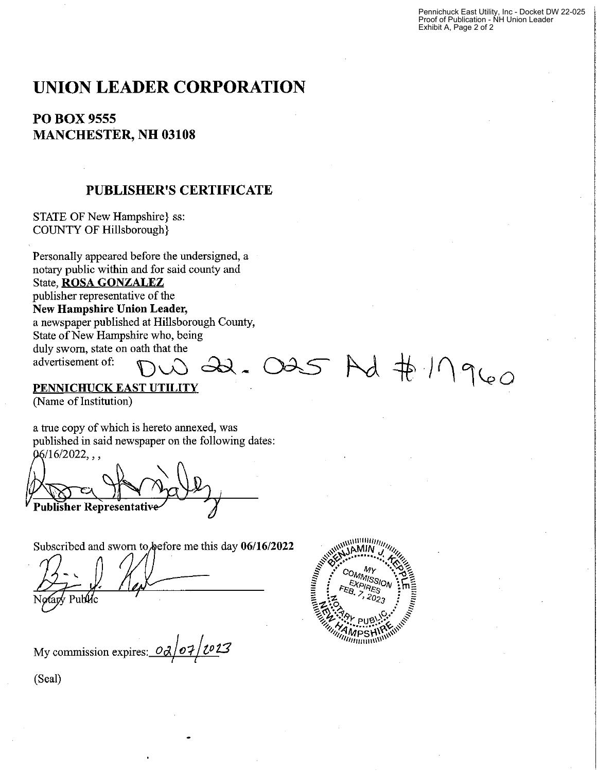# UNION LEADER CORPORATION

## PO BOX 9555
## MANCHESTER, NH 03108

### PUBLISHER'S CERTIFICATE

STATE OF New Hampshire} ss:
COUNTY OF Hillsborough}

Personally appeared before the undersigned, a notary public within and for said county and State, **ROSA GONZALEZ** publisher representative of the **New Hampshire Union Leader,** a newspaper published at Hillsborough County, State of New Hampshire who, being duly sworn, state on oath that the advertisement of: DW 22-025 Ad #17960

**PENNICHUCK EAST UTILITY**
(Name of Institution)

a true copy of which is hereto annexed, was published in said newspaper on the following dates:
06/16/2022, , ,

**Publisher Representative**

Subscribed and sworn to before me this day **06/16/2022**

Notary Public

My commission expires: 02/07/2023

(Seal)

BENJAMIN J. KEPPLE
MY COMMISSION EXPIRES FEB. 7, 2023
NOTARY PUBLIC
NEW HAMPSHIRE